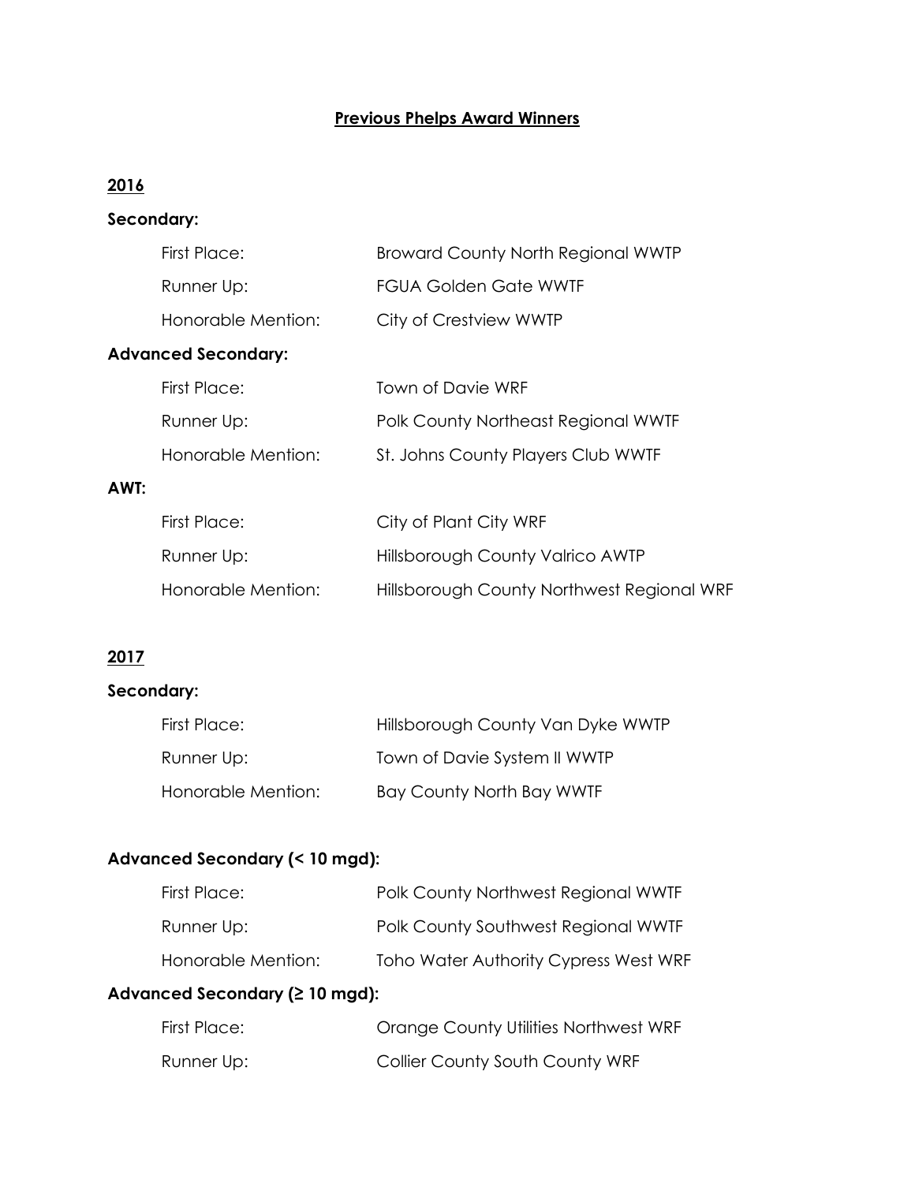# Previous Phelps Award Winners

## 2016

### Secondary:

| | |
|---|---|
| First Place: | Broward County North Regional WWTP |
| Runner Up: | FGUA Golden Gate WWTF |
| Honorable Mention: | City of Crestview WWTP |

### Advanced Secondary:

| | |
|---|---|
| First Place: | Town of Davie WRF |
| Runner Up: | Polk County Northeast Regional WWTF |
| Honorable Mention: | St. Johns County Players Club WWTF |

### AWT:

| | |
|---|---|
| First Place: | City of Plant City WRF |
| Runner Up: | Hillsborough County Valrico AWTP |
| Honorable Mention: | Hillsborough County Northwest Regional WRF |

## 2017

### Secondary:

| | |
|---|---|
| First Place: | Hillsborough County Van Dyke WWTP |
| Runner Up: | Town of Davie System II WWTP |
| Honorable Mention: | Bay County North Bay WWTF |

### Advanced Secondary (< 10 mgd):

| | |
|---|---|
| First Place: | Polk County Northwest Regional WWTF |
| Runner Up: | Polk County Southwest Regional WWTF |
| Honorable Mention: | Toho Water Authority Cypress West WRF |

### Advanced Secondary (≥ 10 mgd):

| | |
|---|---|
| First Place: | Orange County Utilities Northwest WRF |
| Runner Up: | Collier County South County WRF |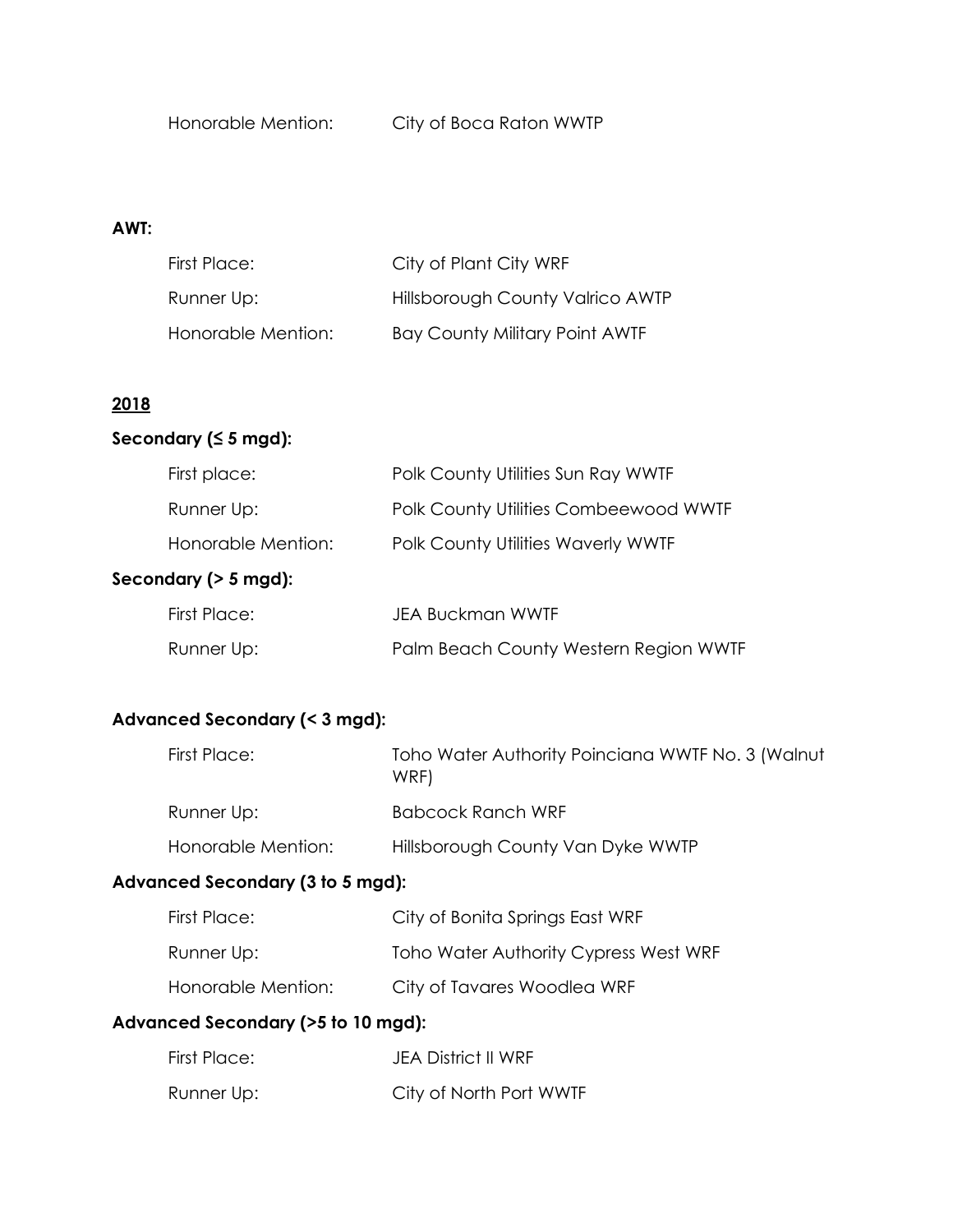Honorable Mention: City of Boca Raton WWTP

**AWT:**

| | |
|---|---|
| First Place: | City of Plant City WRF |
| Runner Up: | Hillsborough County Valrico AWTP |
| Honorable Mention: | Bay County Military Point AWTF |

## 2018

**Secondary (≤ 5 mgd):**

| | |
|---|---|
| First place: | Polk County Utilities Sun Ray WWTF |
| Runner Up: | Polk County Utilities Combeewood WWTF |
| Honorable Mention: | Polk County Utilities Waverly WWTF |

**Secondary (> 5 mgd):**

| | |
|---|---|
| First Place: | JEA Buckman WWTF |
| Runner Up: | Palm Beach County Western Region WWTF |

**Advanced Secondary (< 3 mgd):**

| | |
|---|---|
| First Place: | Toho Water Authority Poinciana WWTF No. 3 (Walnut WRF) |
| Runner Up: | Babcock Ranch WRF |
| Honorable Mention: | Hillsborough County Van Dyke WWTP |

**Advanced Secondary (3 to 5 mgd):**

| | |
|---|---|
| First Place: | City of Bonita Springs East WRF |
| Runner Up: | Toho Water Authority Cypress West WRF |
| Honorable Mention: | City of Tavares Woodlea WRF |

**Advanced Secondary (>5 to 10 mgd):**

| | |
|---|---|
| First Place: | JEA District II WRF |
| Runner Up: | City of North Port WWTF |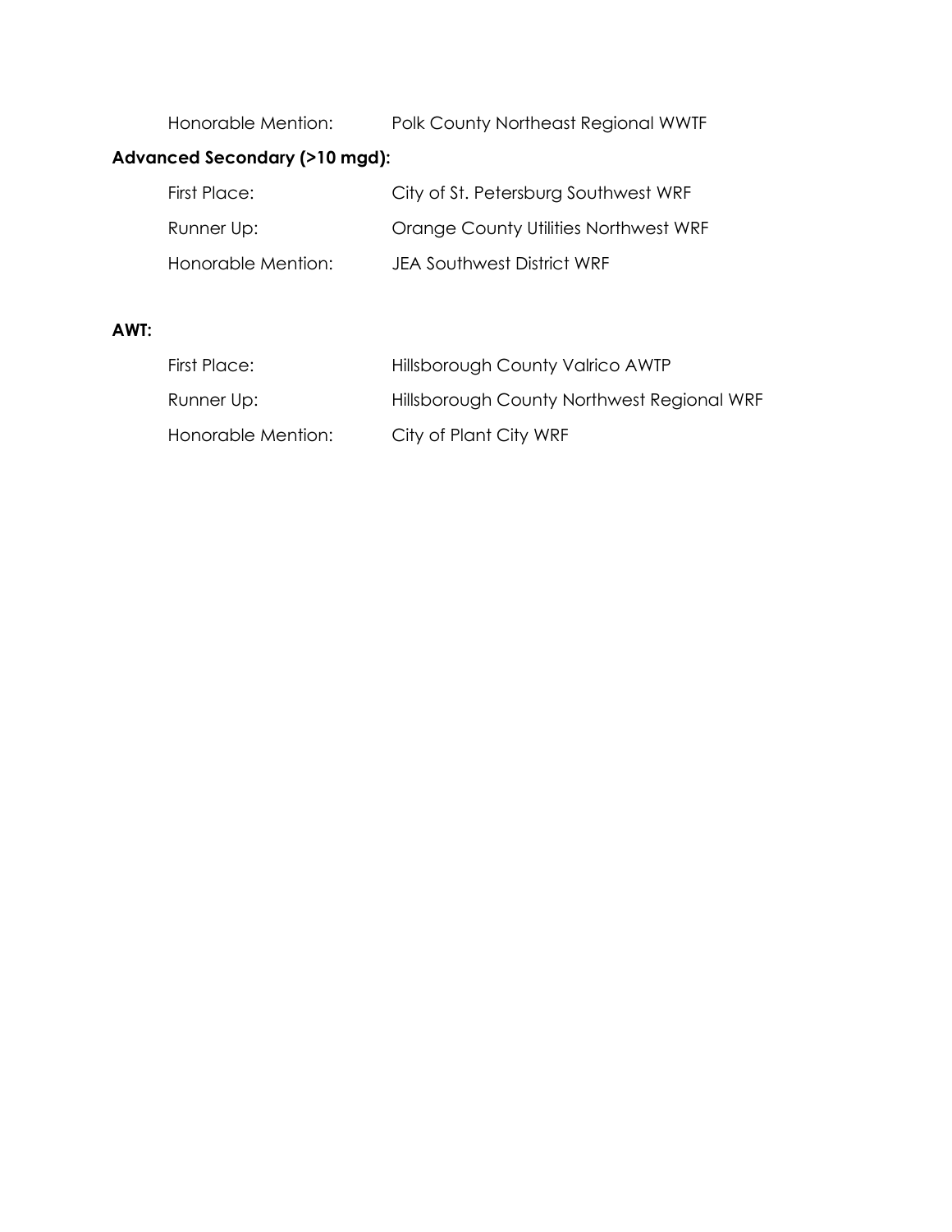Honorable Mention: Polk County Northeast Regional WWTF

**Advanced Secondary (>10 mgd):**

First Place: City of St. Petersburg Southwest WRF

Runner Up: Orange County Utilities Northwest WRF

Honorable Mention: JEA Southwest District WRF

**AWT:**

First Place: Hillsborough County Valrico AWTP

Runner Up: Hillsborough County Northwest Regional WRF

Honorable Mention: City of Plant City WRF